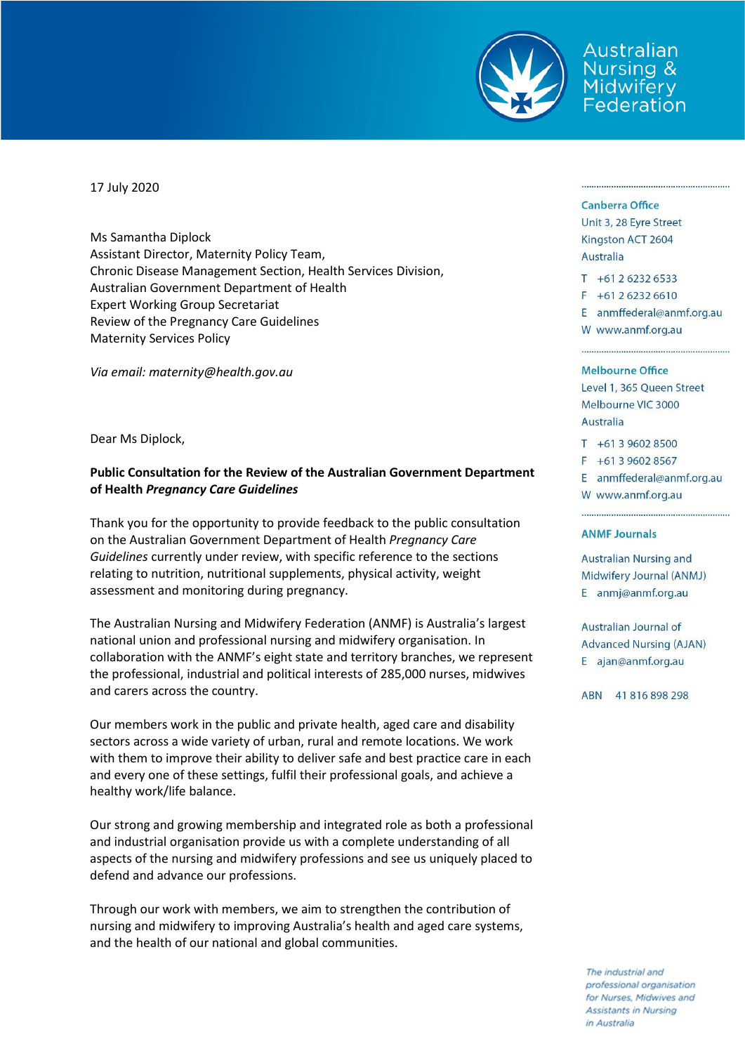Australian Nursing & Midwifery Federation

17 July 2020

Ms Samantha Diplock
Assistant Director, Maternity Policy Team,
Chronic Disease Management Section, Health Services Division,
Australian Government Department of Health
Expert Working Group Secretariat
Review of the Pregnancy Care Guidelines
Maternity Services Policy

*Via email: maternity@health.gov.au*

Dear Ms Diplock,

**Public Consultation for the Review of the Australian Government Department of Health *Pregnancy Care Guidelines***

Thank you for the opportunity to provide feedback to the public consultation on the Australian Government Department of Health *Pregnancy Care Guidelines* currently under review, with specific reference to the sections relating to nutrition, nutritional supplements, physical activity, weight assessment and monitoring during pregnancy.

The Australian Nursing and Midwifery Federation (ANMF) is Australia's largest national union and professional nursing and midwifery organisation. In collaboration with the ANMF's eight state and territory branches, we represent the professional, industrial and political interests of 285,000 nurses, midwives and carers across the country.

Our members work in the public and private health, aged care and disability sectors across a wide variety of urban, rural and remote locations. We work with them to improve their ability to deliver safe and best practice care in each and every one of these settings, fulfil their professional goals, and achieve a healthy work/life balance.

Our strong and growing membership and integrated role as both a professional and industrial organisation provide us with a complete understanding of all aspects of the nursing and midwifery professions and see us uniquely placed to defend and advance our professions.

Through our work with members, we aim to strengthen the contribution of nursing and midwifery to improving Australia's health and aged care systems, and the health of our national and global communities.

**Canberra Office**
Unit 3, 28 Eyre Street
Kingston ACT 2604
Australia

T +61 2 6232 6533
F +61 2 6232 6610
E anmffederal@anmf.org.au
W www.anmf.org.au

**Melbourne Office**
Level 1, 365 Queen Street
Melbourne VIC 3000
Australia

T +61 3 9602 8500
F +61 3 9602 8567
E anmffederal@anmf.org.au
W www.anmf.org.au

**ANMF Journals**

Australian Nursing and Midwifery Journal (ANMJ)
E anmj@anmf.org.au

Australian Journal of Advanced Nursing (AJAN)
E ajan@anmf.org.au

ABN 41 816 898 298

*The industrial and professional organisation for Nurses, Midwives and Assistants in Nursing in Australia*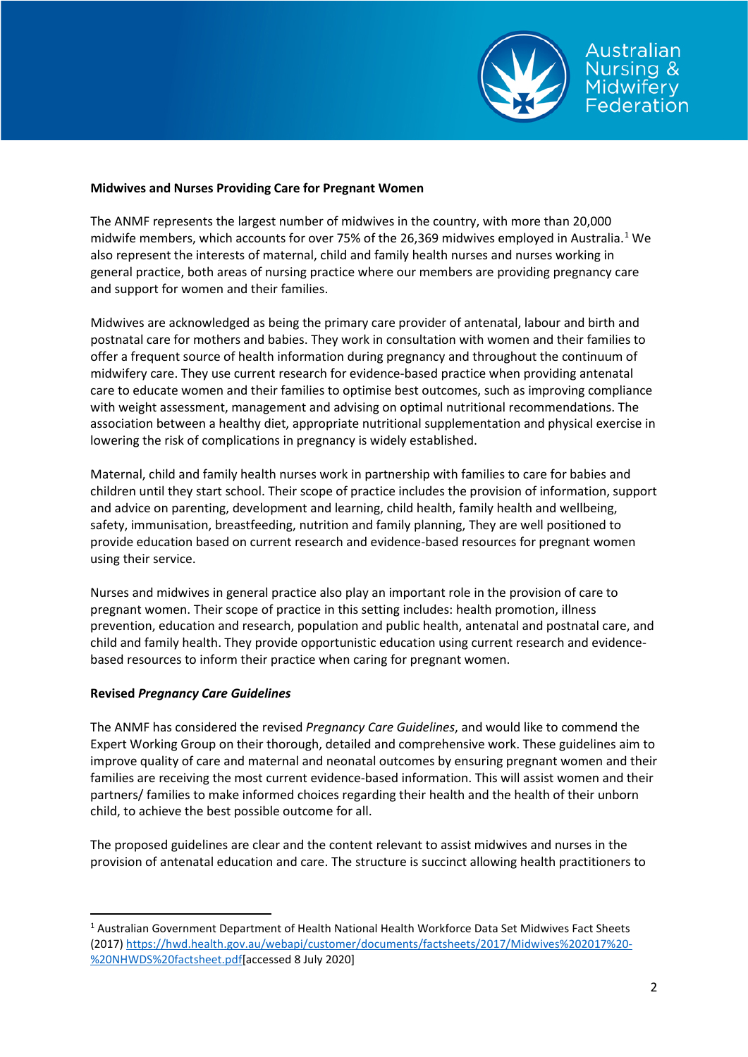**Midwives and Nurses Providing Care for Pregnant Women**

The ANMF represents the largest number of midwives in the country, with more than 20,000 midwife members, which accounts for over 75% of the 26,369 midwives employed in Australia.[1] We also represent the interests of maternal, child and family health nurses and nurses working in general practice, both areas of nursing practice where our members are providing pregnancy care and support for women and their families.

Midwives are acknowledged as being the primary care provider of antenatal, labour and birth and postnatal care for mothers and babies. They work in consultation with women and their families to offer a frequent source of health information during pregnancy and throughout the continuum of midwifery care. They use current research for evidence-based practice when providing antenatal care to educate women and their families to optimise best outcomes, such as improving compliance with weight assessment, management and advising on optimal nutritional recommendations. The association between a healthy diet, appropriate nutritional supplementation and physical exercise in lowering the risk of complications in pregnancy is widely established.

Maternal, child and family health nurses work in partnership with families to care for babies and children until they start school. Their scope of practice includes the provision of information, support and advice on parenting, development and learning, child health, family health and wellbeing, safety, immunisation, breastfeeding, nutrition and family planning, They are well positioned to provide education based on current research and evidence-based resources for pregnant women using their service.

Nurses and midwives in general practice also play an important role in the provision of care to pregnant women. Their scope of practice in this setting includes: health promotion, illness prevention, education and research, population and public health, antenatal and postnatal care, and child and family health. They provide opportunistic education using current research and evidence-based resources to inform their practice when caring for pregnant women.

**Revised *Pregnancy Care Guidelines***

The ANMF has considered the revised *Pregnancy Care Guidelines*, and would like to commend the Expert Working Group on their thorough, detailed and comprehensive work. These guidelines aim to improve quality of care and maternal and neonatal outcomes by ensuring pregnant women and their families are receiving the most current evidence-based information. This will assist women and their partners/ families to make informed choices regarding their health and the health of their unborn child, to achieve the best possible outcome for all.

The proposed guidelines are clear and the content relevant to assist midwives and nurses in the provision of antenatal education and care. The structure is succinct allowing health practitioners to

---

[1] Australian Government Department of Health National Health Workforce Data Set Midwives Fact Sheets (2017) https://hwd.health.gov.au/webapi/customer/documents/factsheets/2017/Midwives%202017%20-%20NHWDS%20factsheet.pdf[accessed 8 July 2020]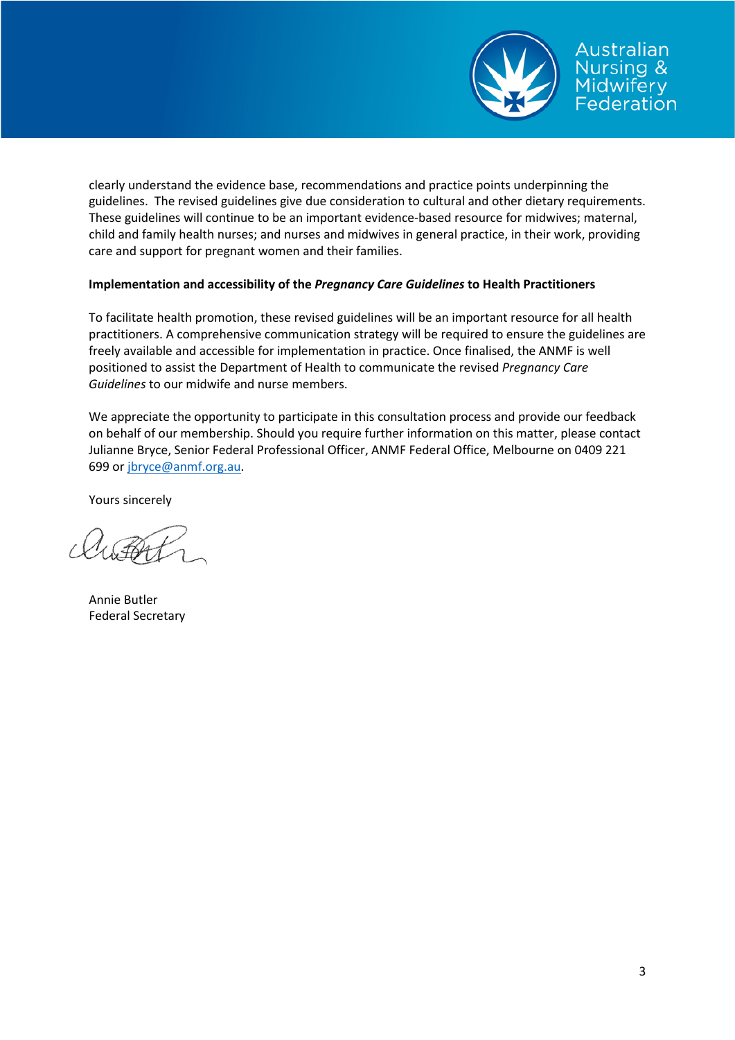clearly understand the evidence base, recommendations and practice points underpinning the guidelines. The revised guidelines give due consideration to cultural and other dietary requirements. These guidelines will continue to be an important evidence-based resource for midwives; maternal, child and family health nurses; and nurses and midwives in general practice, in their work, providing care and support for pregnant women and their families.

**Implementation and accessibility of the *Pregnancy Care Guidelines* to Health Practitioners**

To facilitate health promotion, these revised guidelines will be an important resource for all health practitioners. A comprehensive communication strategy will be required to ensure the guidelines are freely available and accessible for implementation in practice. Once finalised, the ANMF is well positioned to assist the Department of Health to communicate the revised *Pregnancy Care Guidelines* to our midwife and nurse members.

We appreciate the opportunity to participate in this consultation process and provide our feedback on behalf of our membership. Should you require further information on this matter, please contact Julianne Bryce, Senior Federal Professional Officer, ANMF Federal Office, Melbourne on 0409 221 699 or jbryce@anmf.org.au.

Yours sincerely

Annie Butler
Federal Secretary